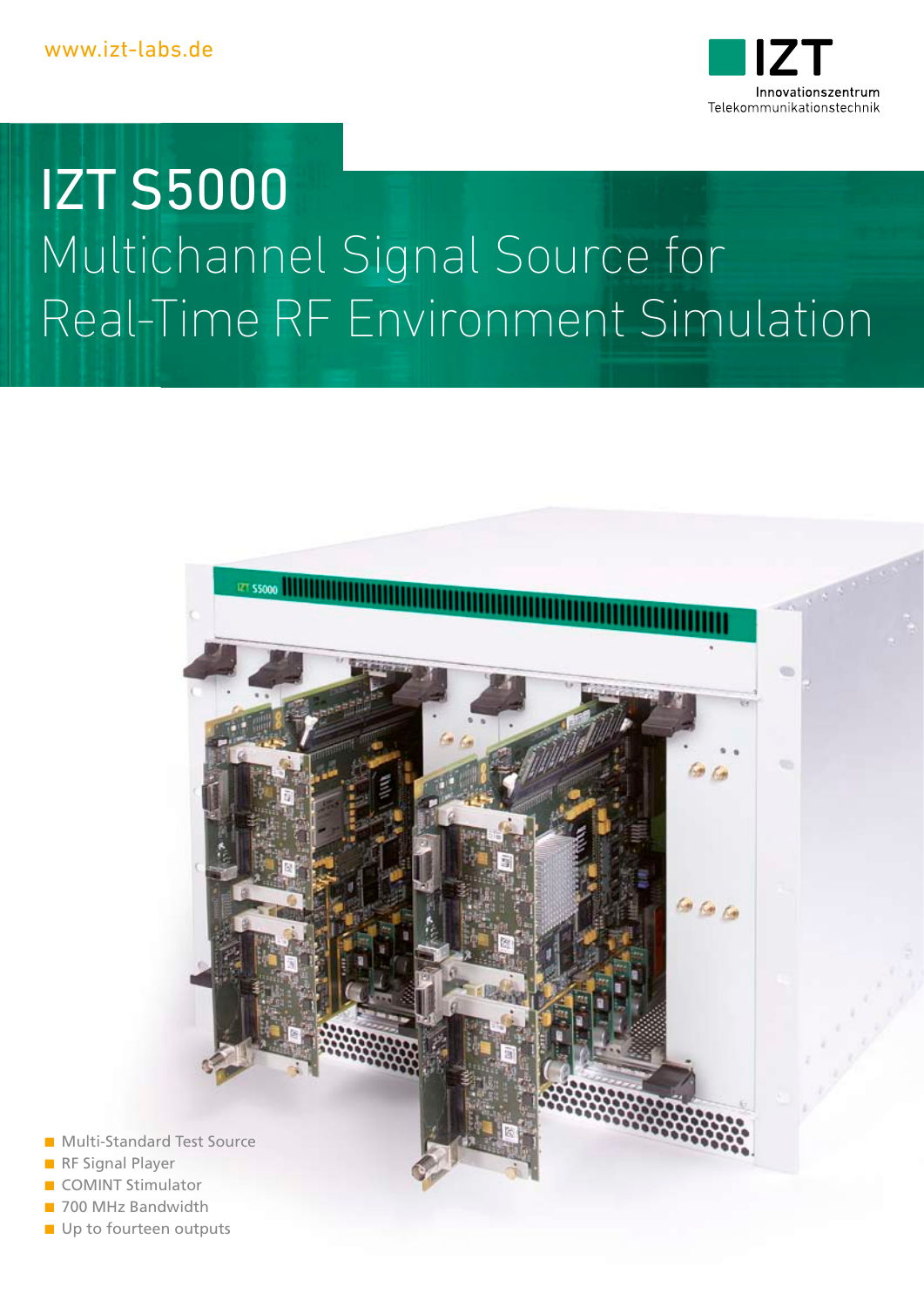www.izt-labs.de

IZT
Innovationszentrum
Telekommunikationstechnik

# IZT S5000

## Multichannel Signal Source for Real-Time RF Environment Simulation

- Multi-Standard Test Source
- RF Signal Player
- COMINT Stimulator
- 700 MHz Bandwidth
- Up to fourteen outputs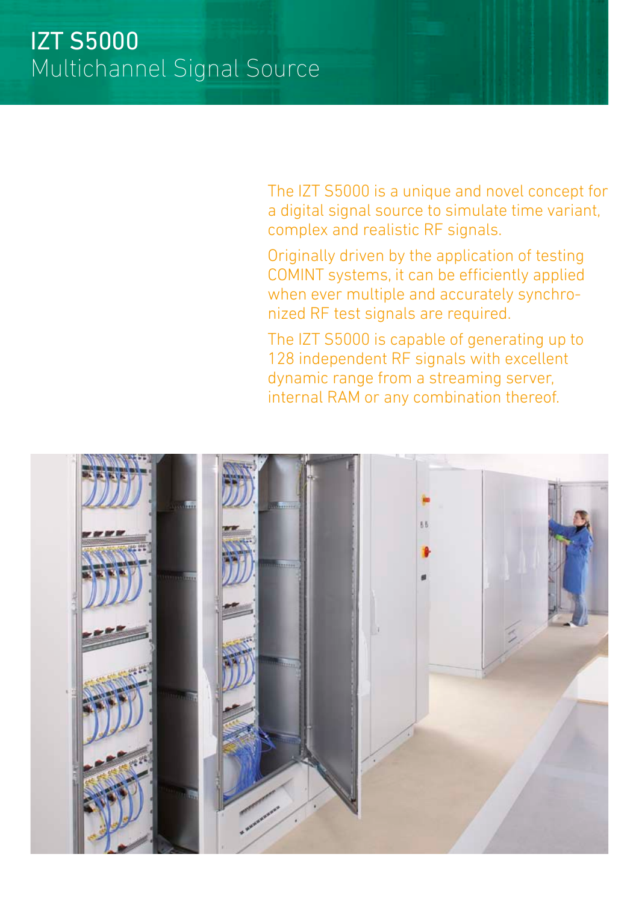# IZT S5000
## Multichannel Signal Source

The IZT S5000 is a unique and novel concept for a digital signal source to simulate time variant, complex and realistic RF signals.

Originally driven by the application of testing COMINT systems, it can be efficiently applied when ever multiple and accurately synchronized RF test signals are required.

The IZT S5000 is capable of generating up to 128 independent RF signals with excellent dynamic range from a streaming server, internal RAM or any combination thereof.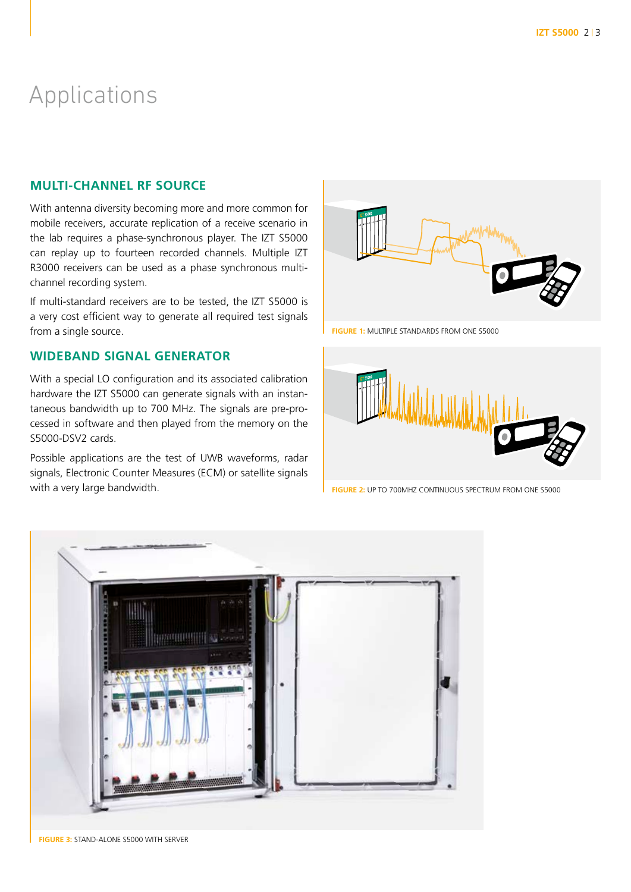# Applications

## MULTI-CHANNEL RF SOURCE

With antenna diversity becoming more and more common for mobile receivers, accurate replication of a receive scenario in the lab requires a phase-synchronous player. The IZT S5000 can replay up to fourteen recorded channels. Multiple IZT R3000 receivers can be used as a phase synchronous multi-channel recording system.

If multi-standard receivers are to be tested, the IZT S5000 is a very cost efficient way to generate all required test signals from a single source.

## WIDEBAND SIGNAL GENERATOR

With a special LO configuration and its associated calibration hardware the IZT S5000 can generate signals with an instantaneous bandwidth up to 700 MHz. The signals are pre-processed in software and then played from the memory on the S5000-DSV2 cards.

Possible applications are the test of UWB waveforms, radar signals, Electronic Counter Measures (ECM) or satellite signals with a very large bandwidth.

**FIGURE 1:** MULTIPLE STANDARDS FROM ONE S5000

**FIGURE 2:** UP TO 700MHZ CONTINUOUS SPECTRUM FROM ONE S5000

**FIGURE 3:** STAND-ALONE S5000 WITH SERVER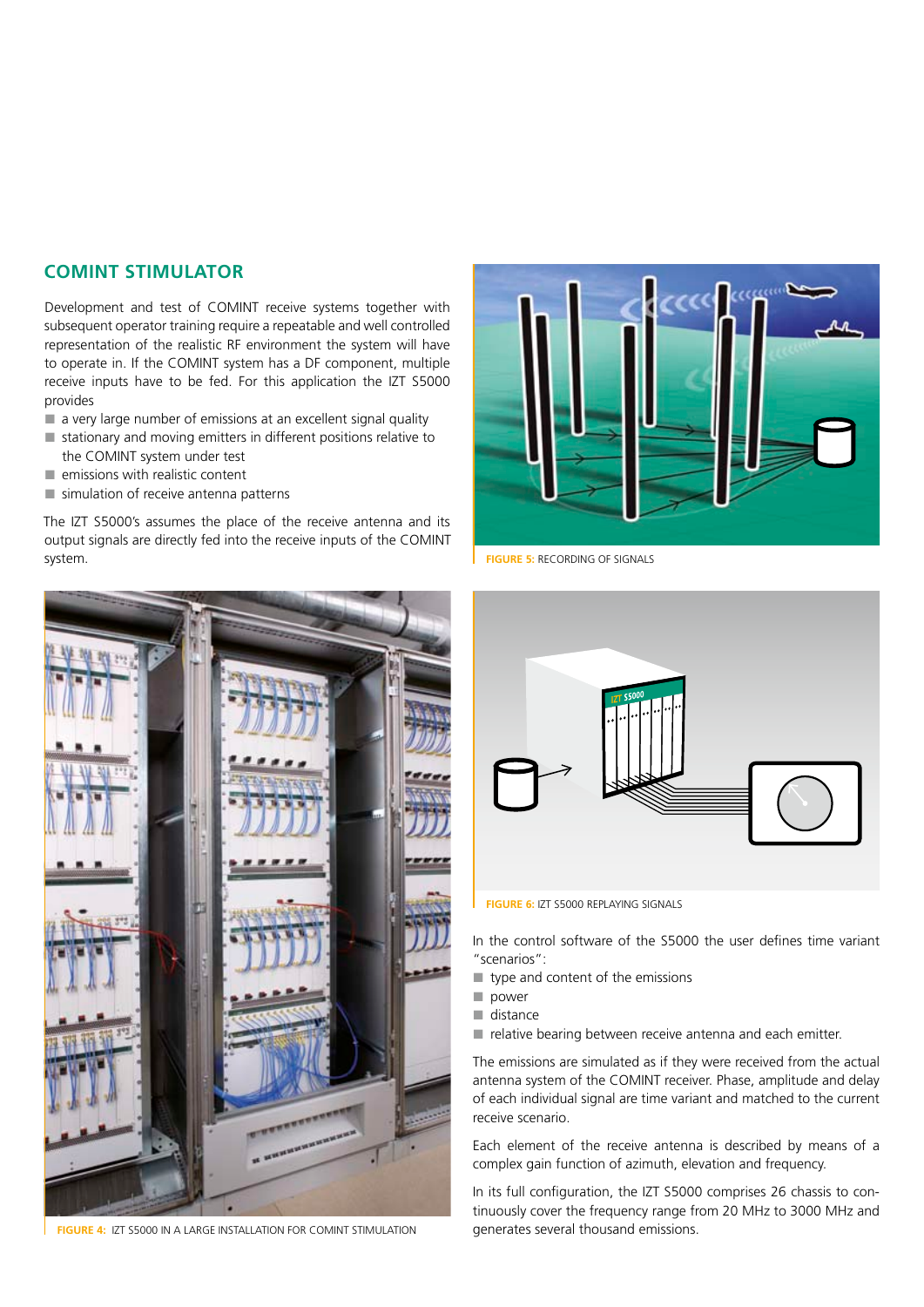## COMINT STIMULATOR

Development and test of COMINT receive systems together with subsequent operator training require a repeatable and well controlled representation of the realistic RF environment the system will have to operate in. If the COMINT system has a DF component, multiple receive inputs have to be fed. For this application the IZT S5000 provides

- a very large number of emissions at an excellent signal quality
- stationary and moving emitters in different positions relative to the COMINT system under test
- emissions with realistic content
- simulation of receive antenna patterns

The IZT S5000's assumes the place of the receive antenna and its output signals are directly fed into the receive inputs of the COMINT system.

FIGURE 5: RECORDING OF SIGNALS

FIGURE 4: IZT S5000 IN A LARGE INSTALLATION FOR COMINT STIMULATION

FIGURE 6: IZT S5000 REPLAYING SIGNALS

In the control software of the S5000 the user defines time variant "scenarios":

- type and content of the emissions
- power
- distance
- relative bearing between receive antenna and each emitter.

The emissions are simulated as if they were received from the actual antenna system of the COMINT receiver. Phase, amplitude and delay of each individual signal are time variant and matched to the current receive scenario.

Each element of the receive antenna is described by means of a complex gain function of azimuth, elevation and frequency.

In its full configuration, the IZT S5000 comprises 26 chassis to continuously cover the frequency range from 20 MHz to 3000 MHz and generates several thousand emissions.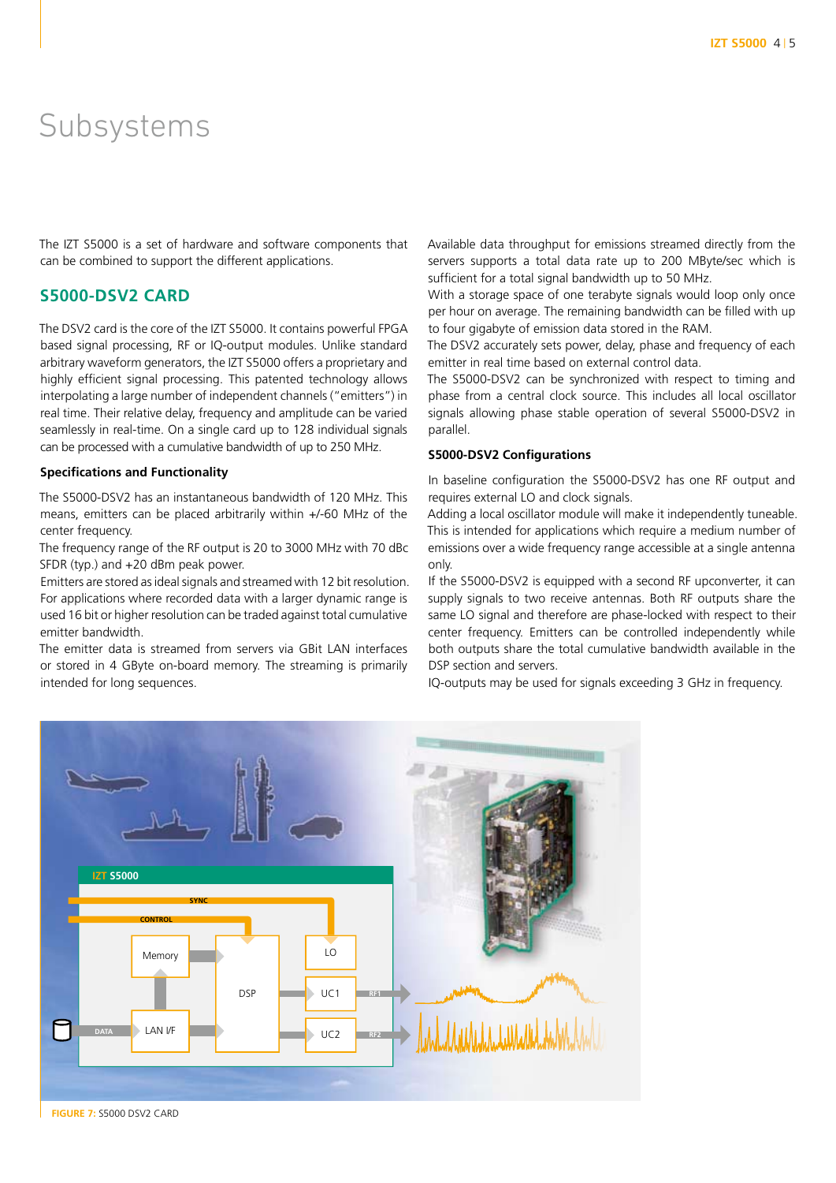# Subsystems

The IZT S5000 is a set of hardware and software components that can be combined to support the different applications.

## S5000-DSV2 CARD

The DSV2 card is the core of the IZT S5000. It contains powerful FPGA based signal processing, RF or IQ-output modules. Unlike standard arbitrary waveform generators, the IZT S5000 offers a proprietary and highly efficient signal processing. This patented technology allows interpolating a large number of independent channels ("emitters") in real time. Their relative delay, frequency and amplitude can be varied seamlessly in real-time. On a single card up to 128 individual signals can be processed with a cumulative bandwidth of up to 250 MHz.

### Specifications and Functionality

The S5000-DSV2 has an instantaneous bandwidth of 120 MHz. This means, emitters can be placed arbitrarily within +/-60 MHz of the center frequency.
The frequency range of the RF output is 20 to 3000 MHz with 70 dBc SFDR (typ.) and +20 dBm peak power.
Emitters are stored as ideal signals and streamed with 12 bit resolution. For applications where recorded data with a larger dynamic range is used 16 bit or higher resolution can be traded against total cumulative emitter bandwidth.
The emitter data is streamed from servers via GBit LAN interfaces or stored in 4 GByte on-board memory. The streaming is primarily intended for long sequences.
Available data throughput for emissions streamed directly from the servers supports a total data rate up to 200 MByte/sec which is sufficient for a total signal bandwidth up to 50 MHz.
With a storage space of one terabyte signals would loop only once per hour on average. The remaining bandwidth can be filled with up to four gigabyte of emission data stored in the RAM.
The DSV2 accurately sets power, delay, phase and frequency of each emitter in real time based on external control data.
The S5000-DSV2 can be synchronized with respect to timing and phase from a central clock source. This includes all local oscillator signals allowing phase stable operation of several S5000-DSV2 in parallel.

### S5000-DSV2 Configurations

In baseline configuration the S5000-DSV2 has one RF output and requires external LO and clock signals.
Adding a local oscillator module will make it independently tuneable. This is intended for applications which require a medium number of emissions over a wide frequency range accessible at a single antenna only.
If the S5000-DSV2 is equipped with a second RF upconverter, it can supply signals to two receive antennas. Both RF outputs share the same LO signal and therefore are phase-locked with respect to their center frequency. Emitters can be controlled independently while both outputs share the total cumulative bandwidth available in the DSP section and servers.
IQ-outputs may be used for signals exceeding 3 GHz in frequency.

IZT S5000
SYNC
CONTROL
Memory
DSP
LO
UC1
RF1
UC2
RF2
DATA
LAN I/F

FIGURE 7: S5000 DSV2 CARD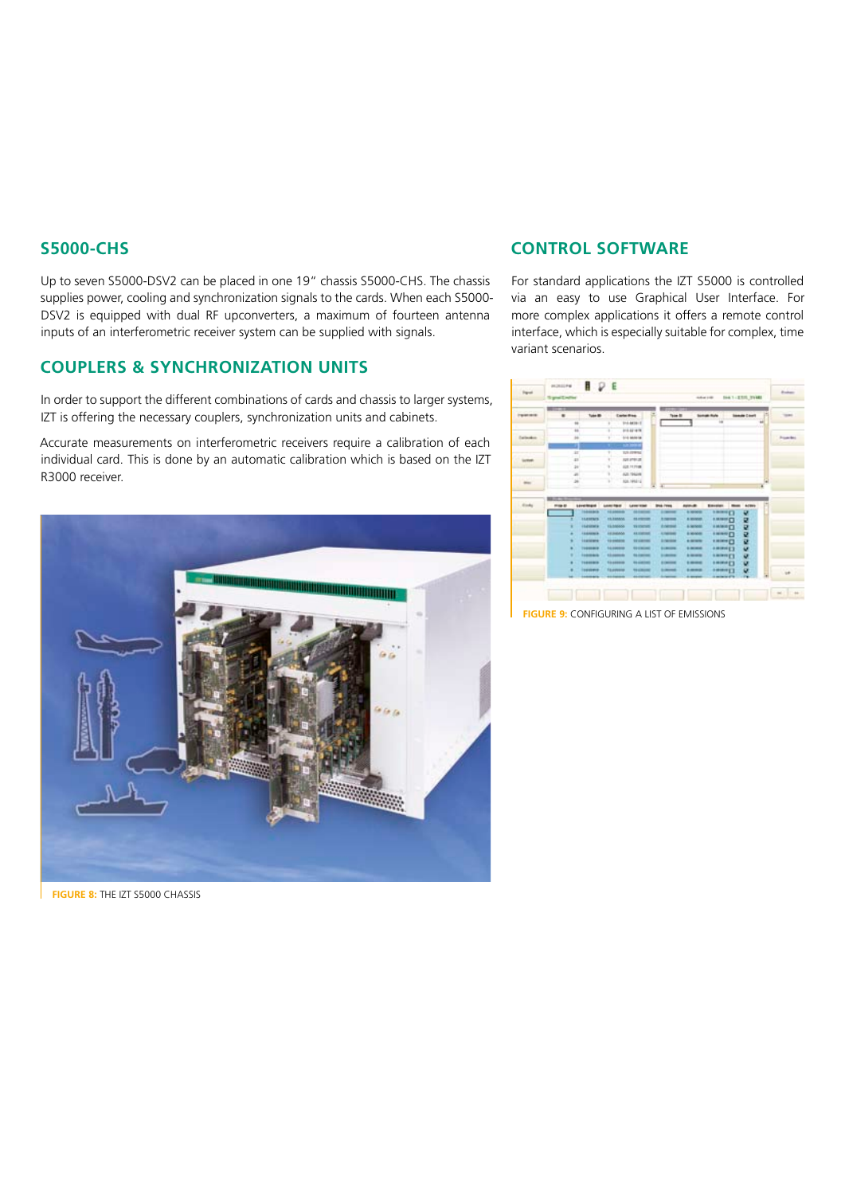## S5000-CHS

Up to seven S5000-DSV2 can be placed in one 19" chassis S5000-CHS. The chassis supplies power, cooling and synchronization signals to the cards. When each S5000-DSV2 is equipped with dual RF upconverters, a maximum of fourteen antenna inputs of an interferometric receiver system can be supplied with signals.

## COUPLERS & SYNCHRONIZATION UNITS

In order to support the different combinations of cards and chassis to larger systems, IZT is offering the necessary couplers, synchronization units and cabinets.

Accurate measurements on interferometric receivers require a calibration of each individual card. This is done by an automatic calibration which is based on the IZT R3000 receiver.

**FIGURE 8:** THE IZT S5000 CHASSIS

## CONTROL SOFTWARE

For standard applications the IZT S5000 is controlled via an easy to use Graphical User Interface. For more complex applications it offers a remote control interface, which is especially suitable for complex, time variant scenarios.

**FIGURE 9:** CONFIGURING A LIST OF EMISSIONS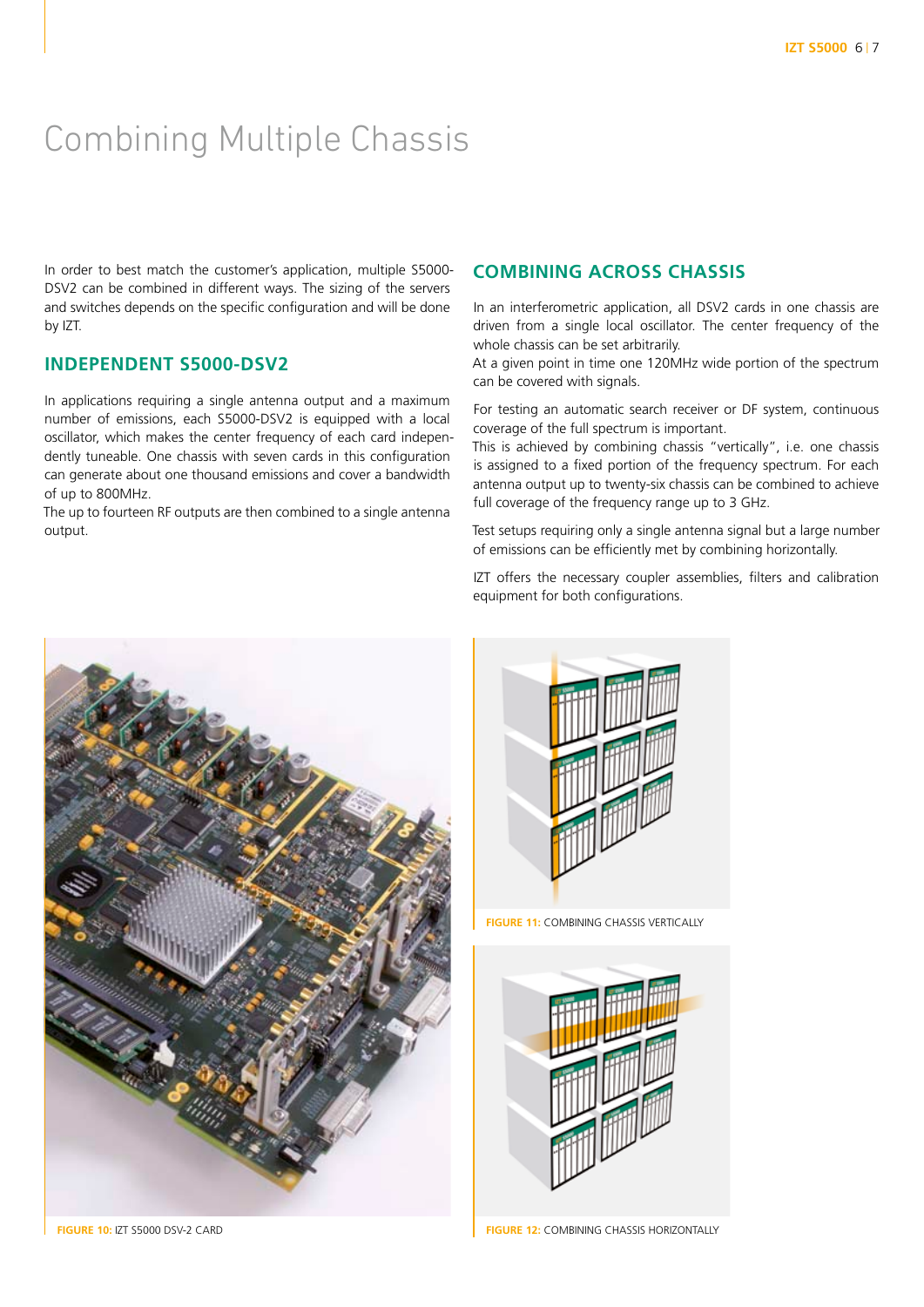# Combining Multiple Chassis

In order to best match the customer's application, multiple S5000-DSV2 can be combined in different ways. The sizing of the servers and switches depends on the specific configuration and will be done by IZT.

## INDEPENDENT S5000-DSV2

In applications requiring a single antenna output and a maximum number of emissions, each S5000-DSV2 is equipped with a local oscillator, which makes the center frequency of each card independently tuneable. One chassis with seven cards in this configuration can generate about one thousand emissions and cover a bandwidth of up to 800MHz.
The up to fourteen RF outputs are then combined to a single antenna output.

## COMBINING ACROSS CHASSIS

In an interferometric application, all DSV2 cards in one chassis are driven from a single local oscillator. The center frequency of the whole chassis can be set arbitrarily.
At a given point in time one 120MHz wide portion of the spectrum can be covered with signals.

For testing an automatic search receiver or DF system, continuous coverage of the full spectrum is important.
This is achieved by combining chassis "vertically", i.e. one chassis is assigned to a fixed portion of the frequency spectrum. For each antenna output up to twenty-six chassis can be combined to achieve full coverage of the frequency range up to 3 GHz.

Test setups requiring only a single antenna signal but a large number of emissions can be efficiently met by combining horizontally.

IZT offers the necessary coupler assemblies, filters and calibration equipment for both configurations.

**FIGURE 10:** IZT S5000 DSV-2 CARD

**FIGURE 11:** COMBINING CHASSIS VERTICALLY

**FIGURE 12:** COMBINING CHASSIS HORIZONTALLY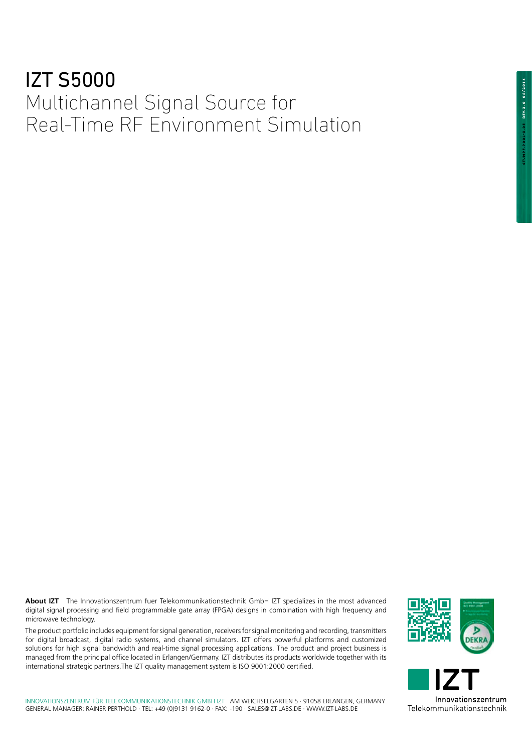# IZT S5000

## Multichannel Signal Source for Real-Time RF Environment Simulation

**About IZT** The Innovationszentrum fuer Telekommunikationstechnik GmbH IZT specializes in the most advanced digital signal processing and field programmable gate array (FPGA) designs in combination with high frequency and microwave technology.

The product portfolio includes equipment for signal generation, receivers for signal monitoring and recording, transmitters for digital broadcast, digital radio systems, and channel simulators. IZT offers powerful platforms and customized solutions for high signal bandwidth and real-time signal processing applications. The product and project business is managed from the principal office located in Erlangen/Germany. IZT distributes its products worldwide together with its international strategic partners.The IZT quality management system is ISO 9001:2000 certified.

INNOVATIONSZENTRUM FÜR TELEKOMMUNIKATIONSTECHNIK GMBH IZT AM WEICHSELGARTEN 5 · 91058 ERLANGEN, GERMANY
GENERAL MANAGER: RAINER PERTHOLD · TEL: +49 (0)9131 9162-0 · FAX: -190 · SALES@IZT-LABS.DE · WWW.IZT-LABS.DE

IZT
Innovationszentrum
Telekommunikationstechnik